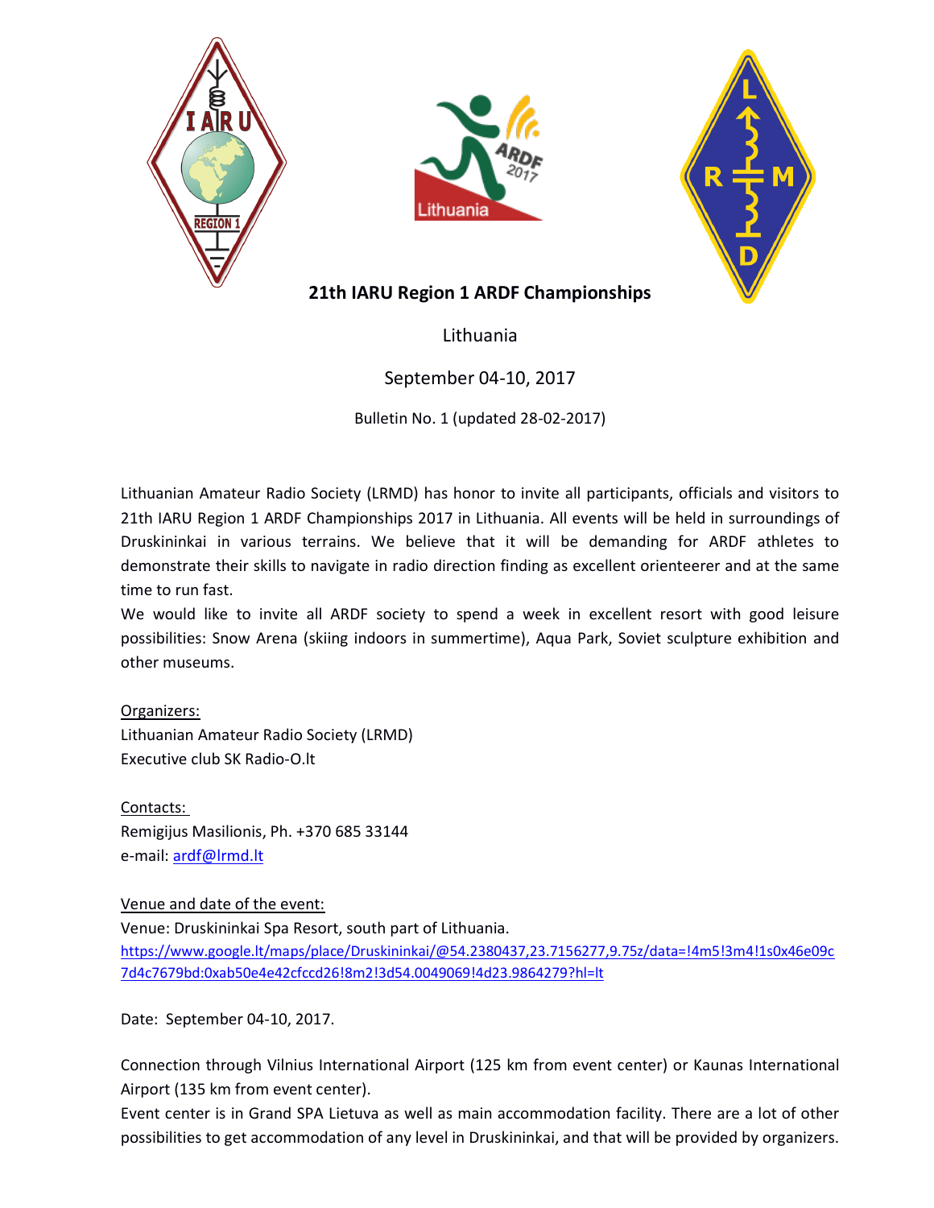# 21th IARU Region 1 ARDF Championships

Lithuania

September 04-10, 2017

Bulletin No. 1 (updated 28-02-2017)

Lithuanian Amateur Radio Society (LRMD) has honor to invite all participants, officials and visitors to 21th IARU Region 1 ARDF Championships 2017 in Lithuania. All events will be held in surroundings of Druskininkai in various terrains. We believe that it will be demanding for ARDF athletes to demonstrate their skills to navigate in radio direction finding as excellent orienteerer and at the same time to run fast.

We would like to invite all ARDF society to spend a week in excellent resort with good leisure possibilities: Snow Arena (skiing indoors in summertime), Aqua Park, Soviet sculpture exhibition and other museums.

Organizers:

Lithuanian Amateur Radio Society (LRMD)

Executive club SK Radio-O.lt

Contacts:

Remigijus Masilionis, Ph. +370 685 33144

e-mail: ardf@lrmd.lt

Venue and date of the event:

Venue: Druskininkai Spa Resort, south part of Lithuania.

https://www.google.lt/maps/place/Druskininkai/@54.2380437,23.7156277,9.75z/data=!4m5!3m4!1s0x46e09c7d4c7679bd:0xab50e4e42cfccd26!8m2!3d54.0049069!4d23.9864279?hl=lt

Date: September 04-10, 2017.

Connection through Vilnius International Airport (125 km from event center) or Kaunas International Airport (135 km from event center).

Event center is in Grand SPA Lietuva as well as main accommodation facility. There are a lot of other possibilities to get accommodation of any level in Druskininkai, and that will be provided by organizers.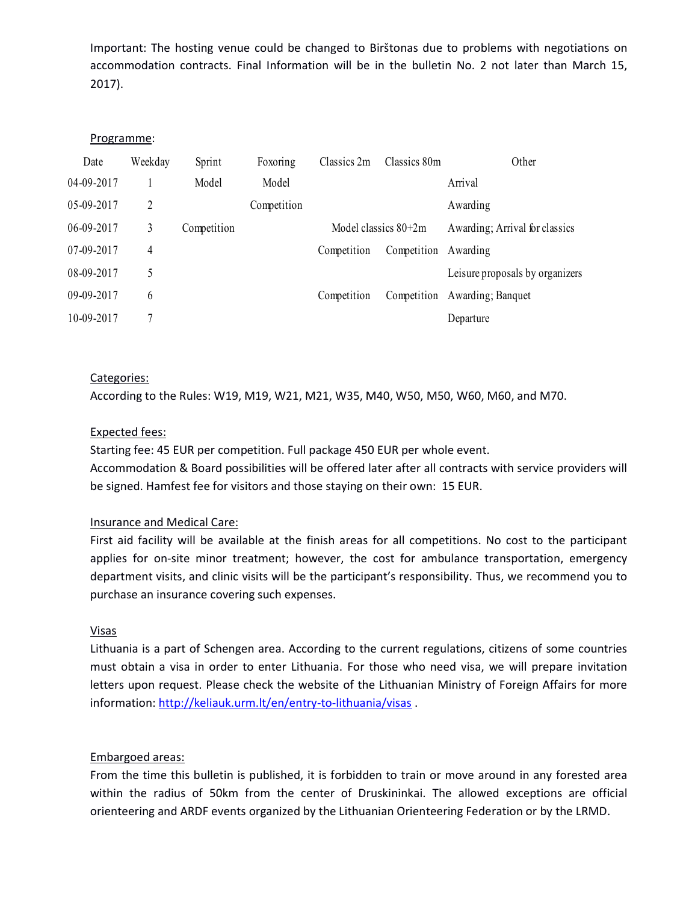Important: The hosting venue could be changed to Birštonas due to problems with negotiations on accommodation contracts. Final Information will be in the bulletin No. 2 not later than March 15, 2017).

Programme:

| Date | Weekday | Sprint | Foxoring | Classics 2m | Classics 80m | Other |
|---|---|---|---|---|---|---|
| 04-09-2017 | 1 | Model | Model | | | Arrival |
| 05-09-2017 | 2 | | Competition | | | Awarding |
| 06-09-2017 | 3 | Competition | | Model classics 80+2m | | Awarding; Arrival for classics |
| 07-09-2017 | 4 | | | Competition | Competition | Awarding |
| 08-09-2017 | 5 | | | | | Leisure proposals by organizers |
| 09-09-2017 | 6 | | | Competition | Competition | Awarding; Banquet |
| 10-09-2017 | 7 | | | | | Departure |

Categories:
According to the Rules: W19, M19, W21, M21, W35, M40, W50, M50, W60, M60, and M70.

Expected fees:
Starting fee: 45 EUR per competition. Full package 450 EUR per whole event.
Accommodation & Board possibilities will be offered later after all contracts with service providers will be signed. Hamfest fee for visitors and those staying on their own: 15 EUR.

Insurance and Medical Care:
First aid facility will be available at the finish areas for all competitions. No cost to the participant applies for on-site minor treatment; however, the cost for ambulance transportation, emergency department visits, and clinic visits will be the participant's responsibility. Thus, we recommend you to purchase an insurance covering such expenses.

Visas
Lithuania is a part of Schengen area. According to the current regulations, citizens of some countries must obtain a visa in order to enter Lithuania. For those who need visa, we will prepare invitation letters upon request. Please check the website of the Lithuanian Ministry of Foreign Affairs for more information: http://keliauk.urm.lt/en/entry-to-lithuania/visas .

Embargoed areas:
From the time this bulletin is published, it is forbidden to train or move around in any forested area within the radius of 50km from the center of Druskininkai. The allowed exceptions are official orienteering and ARDF events organized by the Lithuanian Orienteering Federation or by the LRMD.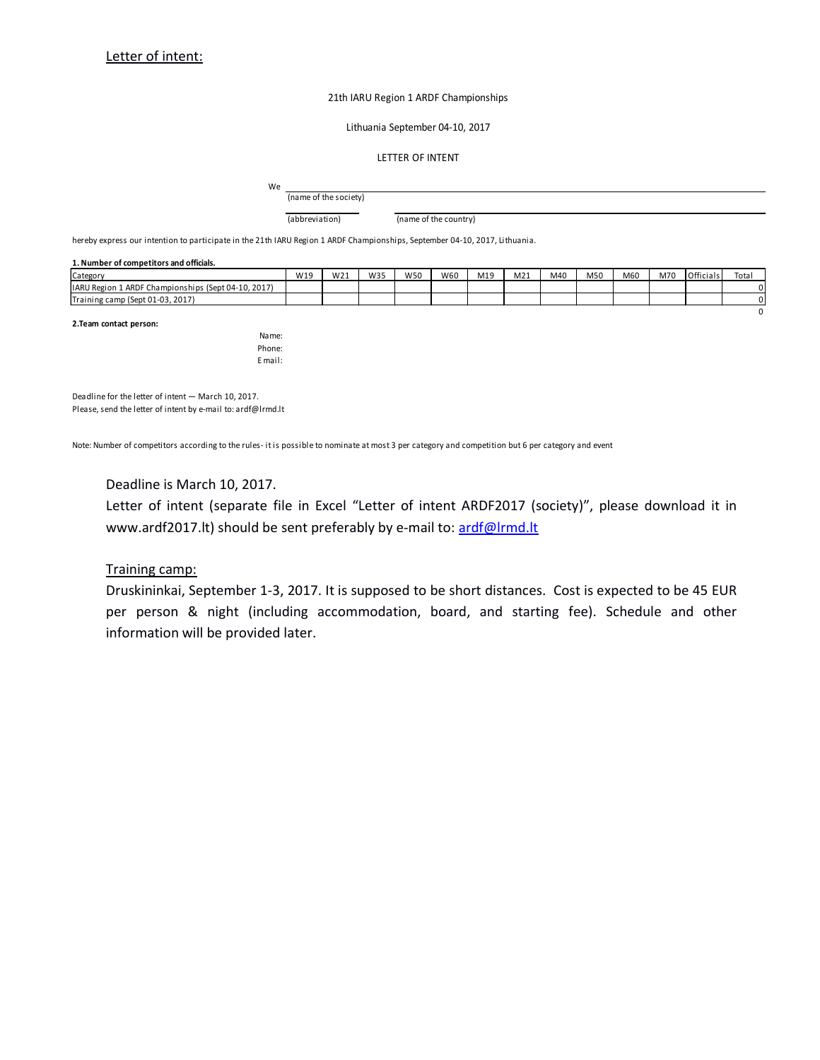Letter of intent:

21th IARU Region 1 ARDF Championships

Lithuania September 04-10, 2017

LETTER OF INTENT

We ______________________________
(name of the society)

______________ ______________________________
(abbreviation) (name of the country)

hereby express our intention to participate in the 21th IARU Region 1 ARDF Championships, September 04-10, 2017, Lithuania.

**1. Number of competitors and officials.**

| Category | W19 | W21 | W35 | W50 | W60 | M19 | M21 | M40 | M50 | M60 | M70 | Officials | Total |
|---|---|---|---|---|---|---|---|---|---|---|---|---|---|
| IARU Region 1 ARDF Championships (Sept 04-10, 2017) | | | | | | | | | | | | | 0 |
| Training camp (Sept 01-03, 2017) | | | | | | | | | | | | | 0 |
| | | | | | | | | | | | | | 0 |

**2.Team contact person:**

Name:
Phone:
E mail:

Deadline for the letter of intent — March 10, 2017.
Please, send the letter of intent by e-mail to: ardf@lrmd.lt

Note: Number of competitors according to the rules- it is possible to nominate at most 3 per category and competition but 6 per category and event

Deadline is March 10, 2017.
Letter of intent (separate file in Excel "Letter of intent ARDF2017 (society)", please download it in www.ardf2017.lt) should be sent preferably by e-mail to: ardf@lrmd.lt

Training camp:

Druskininkai, September 1-3, 2017. It is supposed to be short distances. Cost is expected to be 45 EUR per person & night (including accommodation, board, and starting fee). Schedule and other information will be provided later.